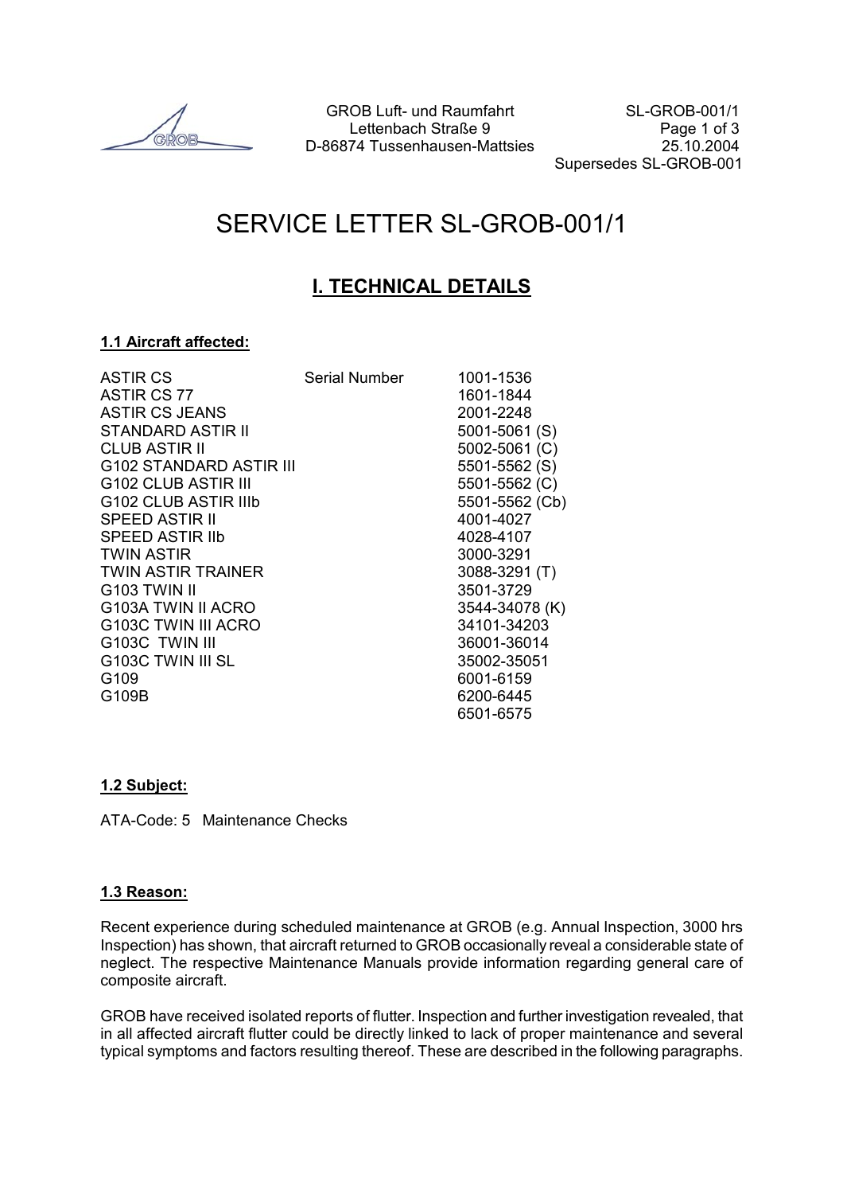GROB Luft- und Raumfahrt
Lettenbach Straße 9
D-86874 Tussenhausen-Mattsies

SL-GROB-001/1
25.10.2004
Supersedes SL-GROB-001

# SERVICE LETTER SL-GROB-001/1

## I. TECHNICAL DETAILS

### 1.1 Aircraft affected:

| Aircraft | | Serial Number |
|---|---|---|
| ASTIR CS | Serial Number | 1001-1536 |
| ASTIR CS 77 | | 1601-1844 |
| ASTIR CS JEANS | | 2001-2248 |
| STANDARD ASTIR II | | 5001-5061 (S) |
| CLUB ASTIR II | | 5002-5061 (C) |
| G102 STANDARD ASTIR III | | 5501-5562 (S) |
| G102 CLUB ASTIR III | | 5501-5562 (C) |
| G102 CLUB ASTIR IIIb | | 5501-5562 (Cb) |
| SPEED ASTIR II | | 4001-4027 |
| SPEED ASTIR IIb | | 4028-4107 |
| TWIN ASTIR | | 3000-3291 |
| TWIN ASTIR TRAINER | | 3088-3291 (T) |
| G103 TWIN II | | 3501-3729 |
| G103A TWIN II ACRO | | 3544-34078 (K) |
| G103C TWIN III ACRO | | 34101-34203 |
| G103C TWIN III | | 36001-36014 |
| G103C TWIN III SL | | 35002-35051 |
| G109 | | 6001-6159 |
| G109B | | 6200-6445 |
| | | 6501-6575 |

### 1.2 Subject:

ATA-Code: 5 Maintenance Checks

### 1.3 Reason:

Recent experience during scheduled maintenance at GROB (e.g. Annual Inspection, 3000 hrs Inspection) has shown, that aircraft returned to GROB occasionally reveal a considerable state of neglect. The respective Maintenance Manuals provide information regarding general care of composite aircraft.

GROB have received isolated reports of flutter. Inspection and further investigation revealed, that in all affected aircraft flutter could be directly linked to lack of proper maintenance and several typical symptoms and factors resulting thereof. These are described in the following paragraphs.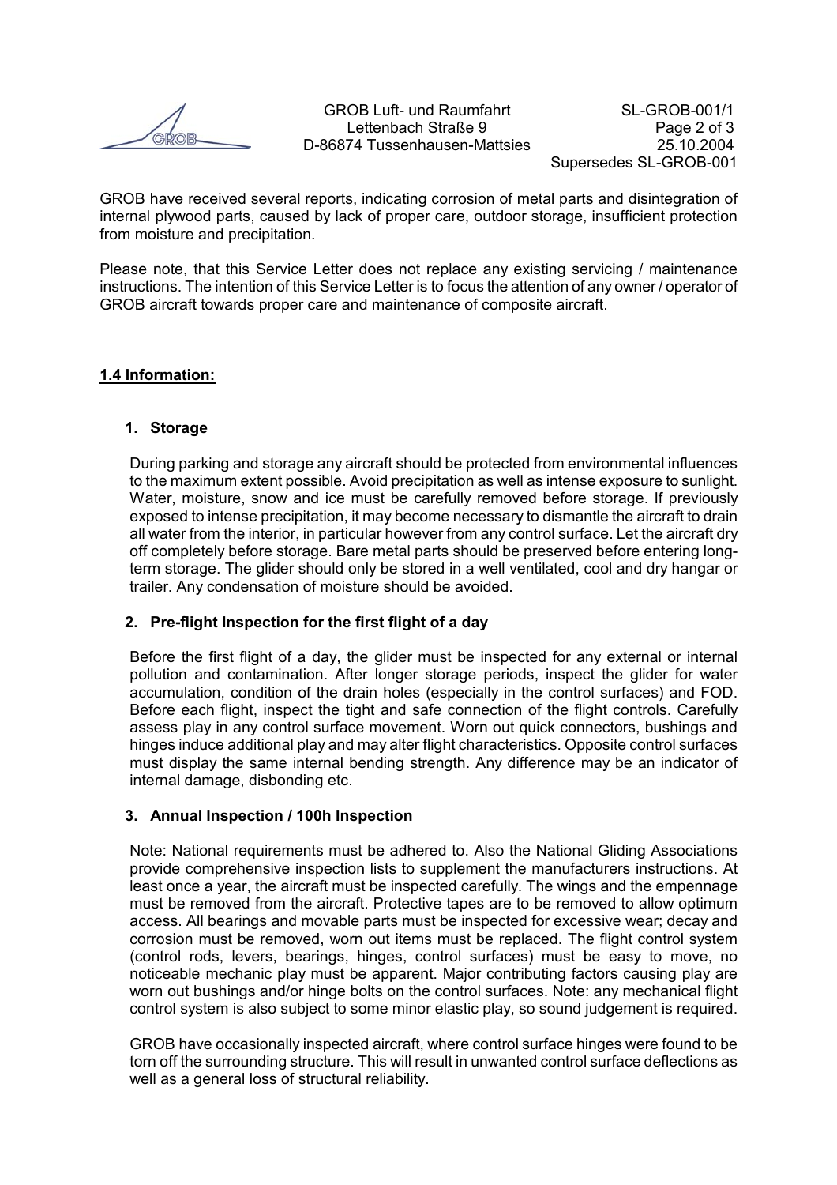GROB have received several reports, indicating corrosion of metal parts and disintegration of internal plywood parts, caused by lack of proper care, outdoor storage, insufficient protection from moisture and precipitation.

Please note, that this Service Letter does not replace any existing servicing / maintenance instructions. The intention of this Service Letter is to focus the attention of any owner / operator of GROB aircraft towards proper care and maintenance of composite aircraft.

## 1.4 Information:

### 1. Storage

During parking and storage any aircraft should be protected from environmental influences to the maximum extent possible. Avoid precipitation as well as intense exposure to sunlight. Water, moisture, snow and ice must be carefully removed before storage. If previously exposed to intense precipitation, it may become necessary to dismantle the aircraft to drain all water from the interior, in particular however from any control surface. Let the aircraft dry off completely before storage. Bare metal parts should be preserved before entering long-term storage. The glider should only be stored in a well ventilated, cool and dry hangar or trailer. Any condensation of moisture should be avoided.

### 2. Pre-flight Inspection for the first flight of a day

Before the first flight of a day, the glider must be inspected for any external or internal pollution and contamination. After longer storage periods, inspect the glider for water accumulation, condition of the drain holes (especially in the control surfaces) and FOD. Before each flight, inspect the tight and safe connection of the flight controls. Carefully assess play in any control surface movement. Worn out quick connectors, bushings and hinges induce additional play and may alter flight characteristics. Opposite control surfaces must display the same internal bending strength. Any difference may be an indicator of internal damage, disbonding etc.

### 3. Annual Inspection / 100h Inspection

Note: National requirements must be adhered to. Also the National Gliding Associations provide comprehensive inspection lists to supplement the manufacturers instructions. At least once a year, the aircraft must be inspected carefully. The wings and the empennage must be removed from the aircraft. Protective tapes are to be removed to allow optimum access. All bearings and movable parts must be inspected for excessive wear; decay and corrosion must be removed, worn out items must be replaced. The flight control system (control rods, levers, bearings, hinges, control surfaces) must be easy to move, no noticeable mechanic play must be apparent. Major contributing factors causing play are worn out bushings and/or hinge bolts on the control surfaces. Note: any mechanical flight control system is also subject to some minor elastic play, so sound judgement is required.

GROB have occasionally inspected aircraft, where control surface hinges were found to be torn off the surrounding structure. This will result in unwanted control surface deflections as well as a general loss of structural reliability.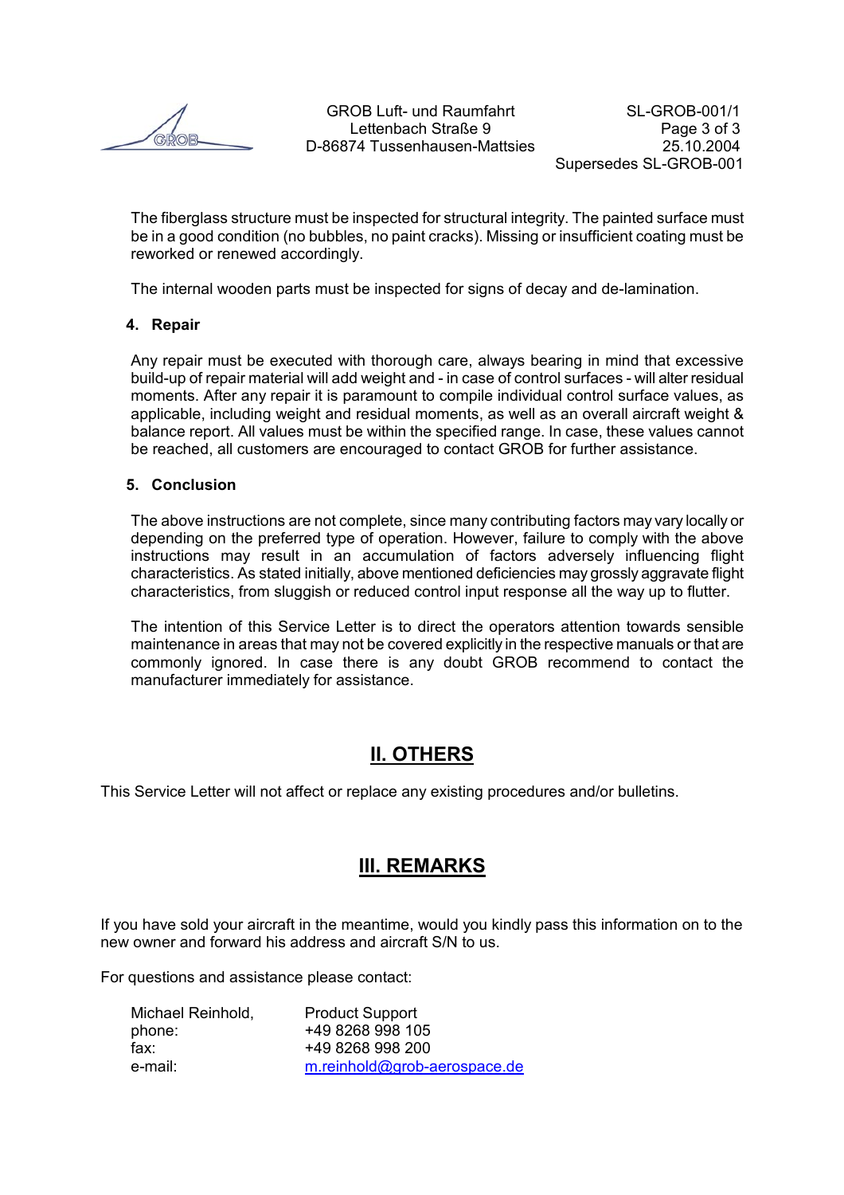The fiberglass structure must be inspected for structural integrity. The painted surface must be in a good condition (no bubbles, no paint cracks). Missing or insufficient coating must be reworked or renewed accordingly.

The internal wooden parts must be inspected for signs of decay and de-lamination.

### 4. Repair

Any repair must be executed with thorough care, always bearing in mind that excessive build-up of repair material will add weight and - in case of control surfaces - will alter residual moments. After any repair it is paramount to compile individual control surface values, as applicable, including weight and residual moments, as well as an overall aircraft weight & balance report. All values must be within the specified range. In case, these values cannot be reached, all customers are encouraged to contact GROB for further assistance.

### 5. Conclusion

The above instructions are not complete, since many contributing factors may vary locally or depending on the preferred type of operation. However, failure to comply with the above instructions may result in an accumulation of factors adversely influencing flight characteristics. As stated initially, above mentioned deficiencies may grossly aggravate flight characteristics, from sluggish or reduced control input response all the way up to flutter.

The intention of this Service Letter is to direct the operators attention towards sensible maintenance in areas that may not be covered explicitly in the respective manuals or that are commonly ignored. In case there is any doubt GROB recommend to contact the manufacturer immediately for assistance.

## II. OTHERS

This Service Letter will not affect or replace any existing procedures and/or bulletins.

## III. REMARKS

If you have sold your aircraft in the meantime, would you kindly pass this information on to the new owner and forward his address and aircraft S/N to us.

For questions and assistance please contact:

| | |
|---|---|
| Michael Reinhold, | Product Support |
| phone: | +49 8268 998 105 |
| fax: | +49 8268 998 200 |
| e-mail: | m.reinhold@grob-aerospace.de |